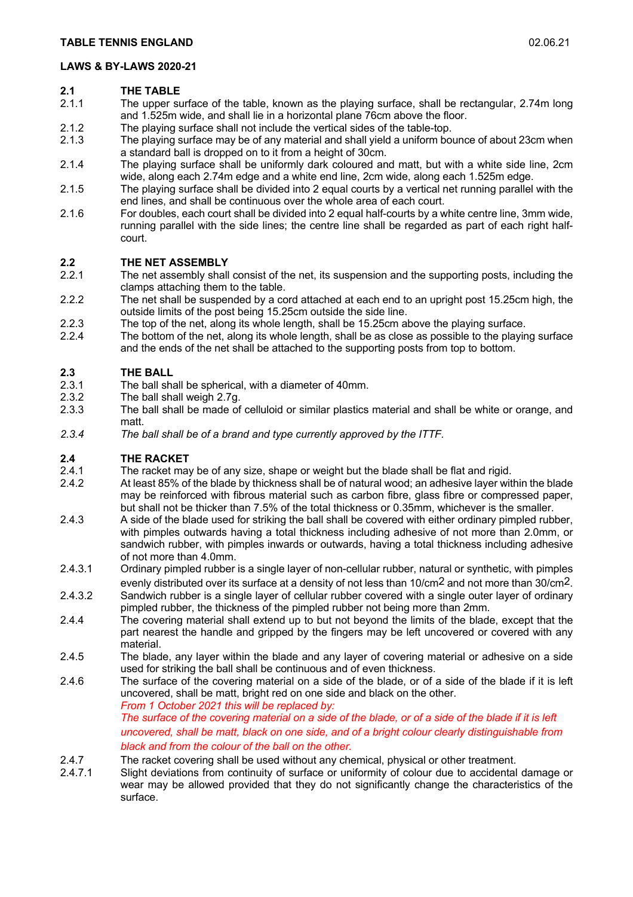**TABLE TENNIS ENGLAND** 02.06.21

**LAWS & BY-LAWS 2020-21**

## 2.1 THE TABLE

2.1.1 The upper surface of the table, known as the playing surface, shall be rectangular, 2.74m long and 1.525m wide, and shall lie in a horizontal plane 76cm above the floor.

2.1.2 The playing surface shall not include the vertical sides of the table-top.

2.1.3 The playing surface may be of any material and shall yield a uniform bounce of about 23cm when a standard ball is dropped on to it from a height of 30cm.

2.1.4 The playing surface shall be uniformly dark coloured and matt, but with a white side line, 2cm wide, along each 2.74m edge and a white end line, 2cm wide, along each 1.525m edge.

2.1.5 The playing surface shall be divided into 2 equal courts by a vertical net running parallel with the end lines, and shall be continuous over the whole area of each court.

2.1.6 For doubles, each court shall be divided into 2 equal half-courts by a white centre line, 3mm wide, running parallel with the side lines; the centre line shall be regarded as part of each right half-court.

## 2.2 THE NET ASSEMBLY

2.2.1 The net assembly shall consist of the net, its suspension and the supporting posts, including the clamps attaching them to the table.

2.2.2 The net shall be suspended by a cord attached at each end to an upright post 15.25cm high, the outside limits of the post being 15.25cm outside the side line.

2.2.3 The top of the net, along its whole length, shall be 15.25cm above the playing surface.

2.2.4 The bottom of the net, along its whole length, shall be as close as possible to the playing surface and the ends of the net shall be attached to the supporting posts from top to bottom.

## 2.3 THE BALL

2.3.1 The ball shall be spherical, with a diameter of 40mm.

2.3.2 The ball shall weigh 2.7g.

2.3.3 The ball shall be made of celluloid or similar plastics material and shall be white or orange, and matt.

*2.3.4 The ball shall be of a brand and type currently approved by the ITTF.*

## 2.4 THE RACKET

2.4.1 The racket may be of any size, shape or weight but the blade shall be flat and rigid.

2.4.2 At least 85% of the blade by thickness shall be of natural wood; an adhesive layer within the blade may be reinforced with fibrous material such as carbon fibre, glass fibre or compressed paper, but shall not be thicker than 7.5% of the total thickness or 0.35mm, whichever is the smaller.

2.4.3 A side of the blade used for striking the ball shall be covered with either ordinary pimpled rubber, with pimples outwards having a total thickness including adhesive of not more than 2.0mm, or sandwich rubber, with pimples inwards or outwards, having a total thickness including adhesive of not more than 4.0mm.

2.4.3.1 Ordinary pimpled rubber is a single layer of non-cellular rubber, natural or synthetic, with pimples evenly distributed over its surface at a density of not less than $10/cm^2$ and not more than $30/cm^2$.

2.4.3.2 Sandwich rubber is a single layer of cellular rubber covered with a single outer layer of ordinary pimpled rubber, the thickness of the pimpled rubber not being more than 2mm.

2.4.4 The covering material shall extend up to but not beyond the limits of the blade, except that the part nearest the handle and gripped by the fingers may be left uncovered or covered with any material.

2.4.5 The blade, any layer within the blade and any layer of covering material or adhesive on a side used for striking the ball shall be continuous and of even thickness.

2.4.6 The surface of the covering material on a side of the blade, or of a side of the blade if it is left uncovered, shall be matt, bright red on one side and black on the other.
*From 1 October 2021 this will be replaced by:*
*The surface of the covering material on a side of the blade, or of a side of the blade if it is left uncovered, shall be matt, black on one side, and of a bright colour clearly distinguishable from black and from the colour of the ball on the other.*

2.4.7 The racket covering shall be used without any chemical, physical or other treatment.

2.4.7.1 Slight deviations from continuity of surface or uniformity of colour due to accidental damage or wear may be allowed provided that they do not significantly change the characteristics of the surface.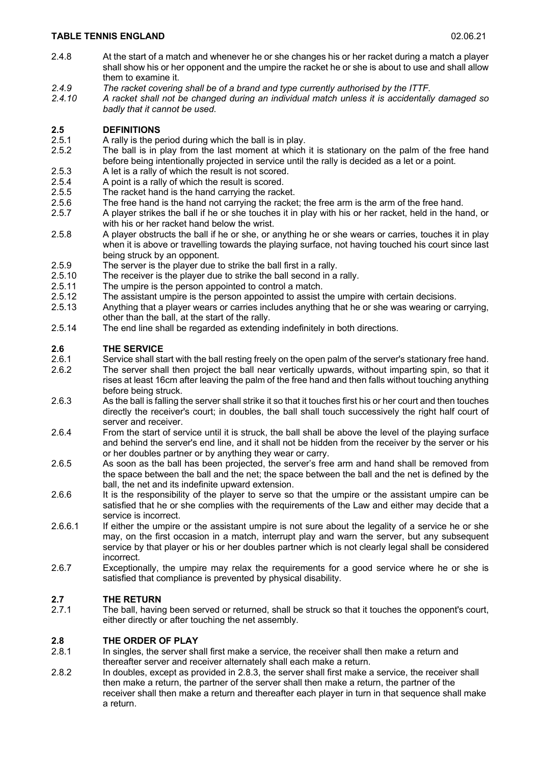2.4.8 At the start of a match and whenever he or she changes his or her racket during a match a player shall show his or her opponent and the umpire the racket he or she is about to use and shall allow them to examine it.

*2.4.9 The racket covering shall be of a brand and type currently authorised by the ITTF.*

*2.4.10 A racket shall not be changed during an individual match unless it is accidentally damaged so badly that it cannot be used.*

## 2.5 DEFINITIONS

2.5.1 A rally is the period during which the ball is in play.

2.5.2 The ball is in play from the last moment at which it is stationary on the palm of the free hand before being intentionally projected in service until the rally is decided as a let or a point.

2.5.3 A let is a rally of which the result is not scored.

2.5.4 A point is a rally of which the result is scored.

2.5.5 The racket hand is the hand carrying the racket.

2.5.6 The free hand is the hand not carrying the racket; the free arm is the arm of the free hand.

2.5.7 A player strikes the ball if he or she touches it in play with his or her racket, held in the hand, or with his or her racket hand below the wrist.

2.5.8 A player obstructs the ball if he or she, or anything he or she wears or carries, touches it in play when it is above or travelling towards the playing surface, not having touched his court since last being struck by an opponent.

2.5.9 The server is the player due to strike the ball first in a rally.

2.5.10 The receiver is the player due to strike the ball second in a rally.

2.5.11 The umpire is the person appointed to control a match.

2.5.12 The assistant umpire is the person appointed to assist the umpire with certain decisions.

2.5.13 Anything that a player wears or carries includes anything that he or she was wearing or carrying, other than the ball, at the start of the rally.

2.5.14 The end line shall be regarded as extending indefinitely in both directions.

## 2.6 THE SERVICE

2.6.1 Service shall start with the ball resting freely on the open palm of the server's stationary free hand.

2.6.2 The server shall then project the ball near vertically upwards, without imparting spin, so that it rises at least 16cm after leaving the palm of the free hand and then falls without touching anything before being struck.

2.6.3 As the ball is falling the server shall strike it so that it touches first his or her court and then touches directly the receiver's court; in doubles, the ball shall touch successively the right half court of server and receiver.

2.6.4 From the start of service until it is struck, the ball shall be above the level of the playing surface and behind the server's end line, and it shall not be hidden from the receiver by the server or his or her doubles partner or by anything they wear or carry.

2.6.5 As soon as the ball has been projected, the server's free arm and hand shall be removed from the space between the ball and the net; the space between the ball and the net is defined by the ball, the net and its indefinite upward extension.

2.6.6 It is the responsibility of the player to serve so that the umpire or the assistant umpire can be satisfied that he or she complies with the requirements of the Law and either may decide that a service is incorrect.

2.6.6.1 If either the umpire or the assistant umpire is not sure about the legality of a service he or she may, on the first occasion in a match, interrupt play and warn the server, but any subsequent service by that player or his or her doubles partner which is not clearly legal shall be considered incorrect.

2.6.7 Exceptionally, the umpire may relax the requirements for a good service where he or she is satisfied that compliance is prevented by physical disability.

## 2.7 THE RETURN

2.7.1 The ball, having been served or returned, shall be struck so that it touches the opponent's court, either directly or after touching the net assembly.

## 2.8 THE ORDER OF PLAY

2.8.1 In singles, the server shall first make a service, the receiver shall then make a return and thereafter server and receiver alternately shall each make a return.

2.8.2 In doubles, except as provided in 2.8.3, the server shall first make a service, the receiver shall then make a return, the partner of the server shall then make a return, the partner of the receiver shall then make a return and thereafter each player in turn in that sequence shall make a return.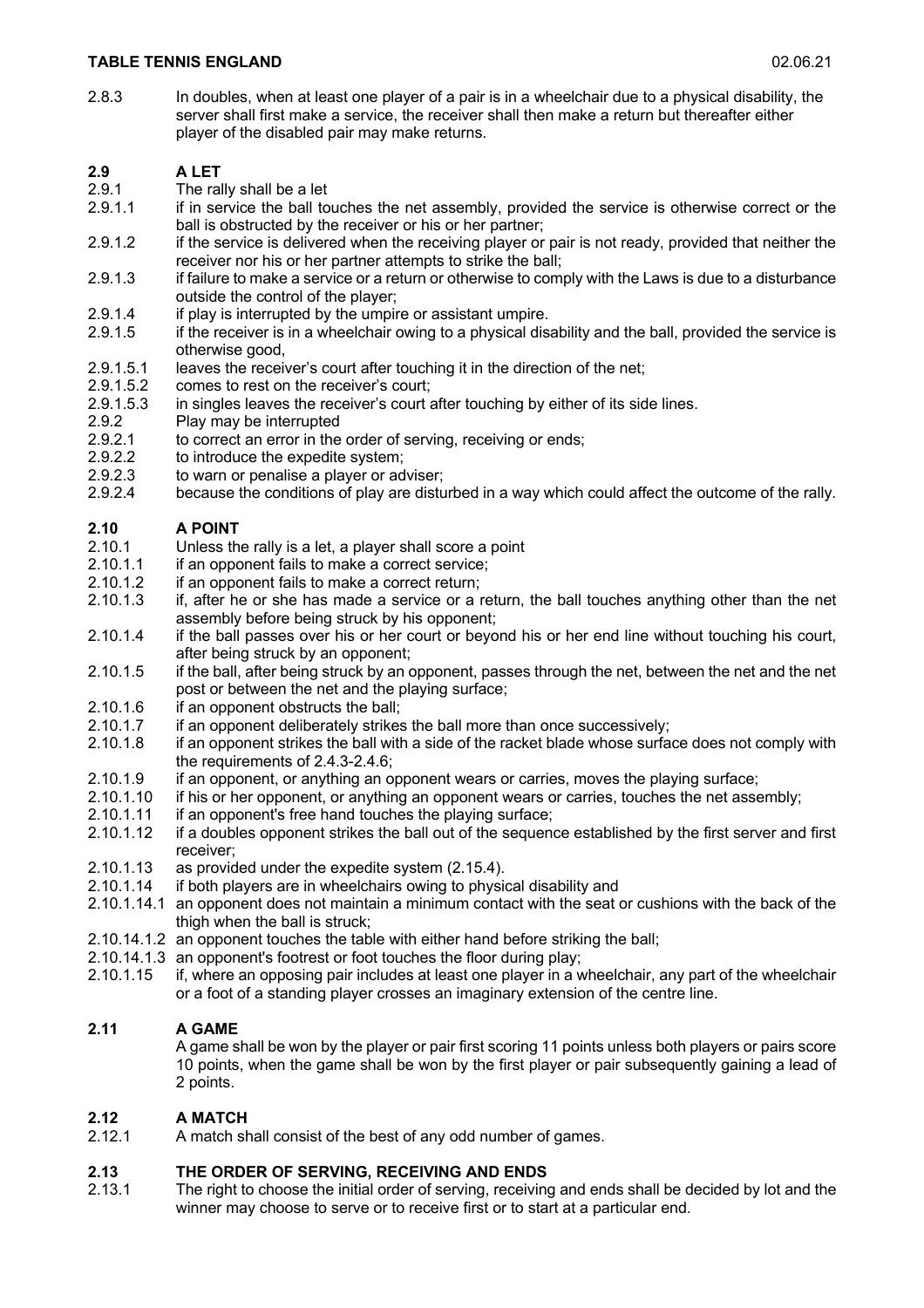2.8.3 In doubles, when at least one player of a pair is in a wheelchair due to a physical disability, the server shall first make a service, the receiver shall then make a return but thereafter either player of the disabled pair may make returns.

## 2.9 A LET

2.9.1 The rally shall be a let

2.9.1.1 if in service the ball touches the net assembly, provided the service is otherwise correct or the ball is obstructed by the receiver or his or her partner;

2.9.1.2 if the service is delivered when the receiving player or pair is not ready, provided that neither the receiver nor his or her partner attempts to strike the ball;

2.9.1.3 if failure to make a service or a return or otherwise to comply with the Laws is due to a disturbance outside the control of the player;

2.9.1.4 if play is interrupted by the umpire or assistant umpire.

2.9.1.5 if the receiver is in a wheelchair owing to a physical disability and the ball, provided the service is otherwise good,

2.9.1.5.1 leaves the receiver's court after touching it in the direction of the net;

2.9.1.5.2 comes to rest on the receiver's court;

2.9.1.5.3 in singles leaves the receiver's court after touching by either of its side lines.

2.9.2 Play may be interrupted

2.9.2.1 to correct an error in the order of serving, receiving or ends;

2.9.2.2 to introduce the expedite system;

2.9.2.3 to warn or penalise a player or adviser;

2.9.2.4 because the conditions of play are disturbed in a way which could affect the outcome of the rally.

## 2.10 A POINT

2.10.1 Unless the rally is a let, a player shall score a point

2.10.1.1 if an opponent fails to make a correct service;

2.10.1.2 if an opponent fails to make a correct return;

2.10.1.3 if, after he or she has made a service or a return, the ball touches anything other than the net assembly before being struck by his opponent;

2.10.1.4 if the ball passes over his or her court or beyond his or her end line without touching his court, after being struck by an opponent;

2.10.1.5 if the ball, after being struck by an opponent, passes through the net, between the net and the net post or between the net and the playing surface;

2.10.1.6 if an opponent obstructs the ball;

2.10.1.7 if an opponent deliberately strikes the ball more than once successively;

2.10.1.8 if an opponent strikes the ball with a side of the racket blade whose surface does not comply with the requirements of 2.4.3-2.4.6;

2.10.1.9 if an opponent, or anything an opponent wears or carries, moves the playing surface;

2.10.1.10 if his or her opponent, or anything an opponent wears or carries, touches the net assembly;

2.10.1.11 if an opponent's free hand touches the playing surface;

2.10.1.12 if a doubles opponent strikes the ball out of the sequence established by the first server and first receiver;

2.10.1.13 as provided under the expedite system (2.15.4).

2.10.1.14 if both players are in wheelchairs owing to physical disability and

2.10.1.14.1 an opponent does not maintain a minimum contact with the seat or cushions with the back of the thigh when the ball is struck;

2.10.14.1.2 an opponent touches the table with either hand before striking the ball;

2.10.14.1.3 an opponent's footrest or foot touches the floor during play;

2.10.1.15 if, where an opposing pair includes at least one player in a wheelchair, any part of the wheelchair or a foot of a standing player crosses an imaginary extension of the centre line.

## 2.11 A GAME

A game shall be won by the player or pair first scoring 11 points unless both players or pairs score 10 points, when the game shall be won by the first player or pair subsequently gaining a lead of 2 points.

## 2.12 A MATCH

2.12.1 A match shall consist of the best of any odd number of games.

## 2.13 THE ORDER OF SERVING, RECEIVING AND ENDS

2.13.1 The right to choose the initial order of serving, receiving and ends shall be decided by lot and the winner may choose to serve or to receive first or to start at a particular end.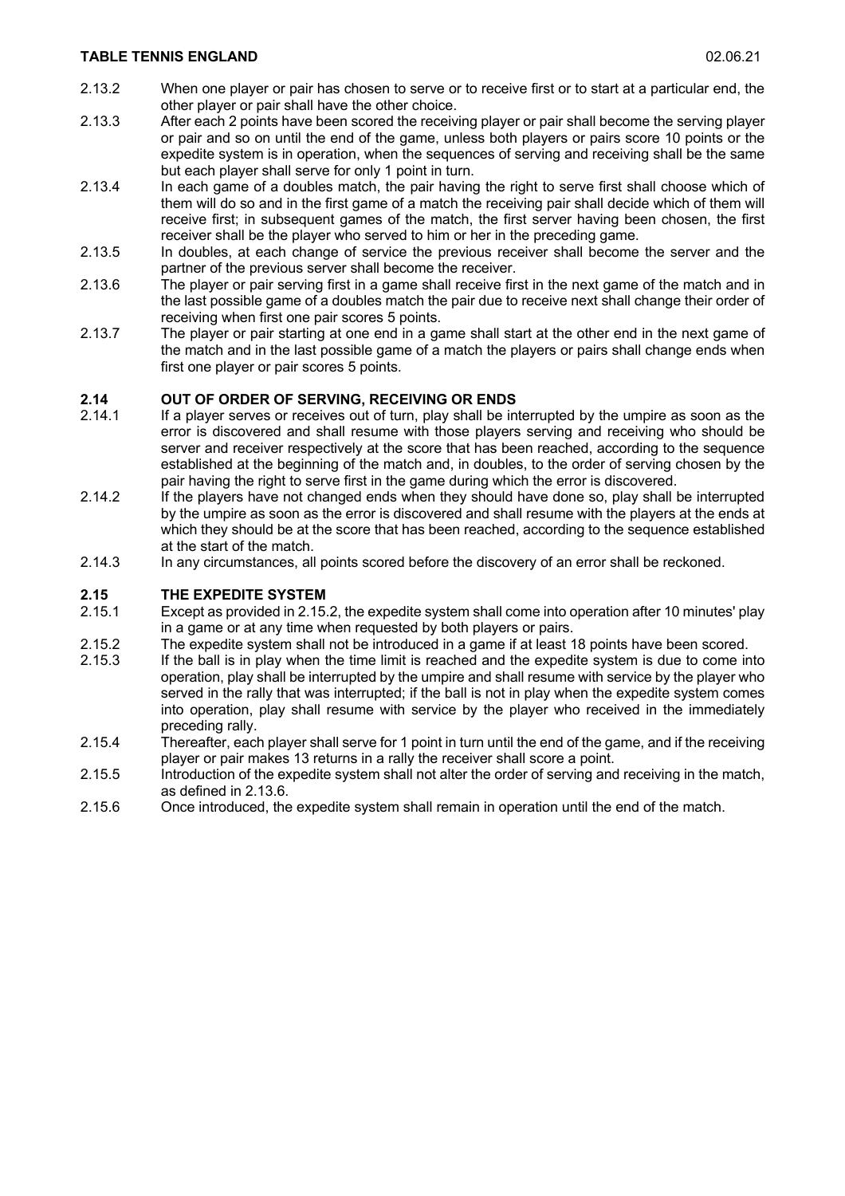2.13.2 When one player or pair has chosen to serve or to receive first or to start at a particular end, the other player or pair shall have the other choice.

2.13.3 After each 2 points have been scored the receiving player or pair shall become the serving player or pair and so on until the end of the game, unless both players or pairs score 10 points or the expedite system is in operation, when the sequences of serving and receiving shall be the same but each player shall serve for only 1 point in turn.

2.13.4 In each game of a doubles match, the pair having the right to serve first shall choose which of them will do so and in the first game of a match the receiving pair shall decide which of them will receive first; in subsequent games of the match, the first server having been chosen, the first receiver shall be the player who served to him or her in the preceding game.

2.13.5 In doubles, at each change of service the previous receiver shall become the server and the partner of the previous server shall become the receiver.

2.13.6 The player or pair serving first in a game shall receive first in the next game of the match and in the last possible game of a doubles match the pair due to receive next shall change their order of receiving when first one pair scores 5 points.

2.13.7 The player or pair starting at one end in a game shall start at the other end in the next game of the match and in the last possible game of a match the players or pairs shall change ends when first one player or pair scores 5 points.

## 2.14 OUT OF ORDER OF SERVING, RECEIVING OR ENDS

2.14.1 If a player serves or receives out of turn, play shall be interrupted by the umpire as soon as the error is discovered and shall resume with those players serving and receiving who should be server and receiver respectively at the score that has been reached, according to the sequence established at the beginning of the match and, in doubles, to the order of serving chosen by the pair having the right to serve first in the game during which the error is discovered.

2.14.2 If the players have not changed ends when they should have done so, play shall be interrupted by the umpire as soon as the error is discovered and shall resume with the players at the ends at which they should be at the score that has been reached, according to the sequence established at the start of the match.

2.14.3 In any circumstances, all points scored before the discovery of an error shall be reckoned.

## 2.15 THE EXPEDITE SYSTEM

2.15.1 Except as provided in 2.15.2, the expedite system shall come into operation after 10 minutes' play in a game or at any time when requested by both players or pairs.

2.15.2 The expedite system shall not be introduced in a game if at least 18 points have been scored.

2.15.3 If the ball is in play when the time limit is reached and the expedite system is due to come into operation, play shall be interrupted by the umpire and shall resume with service by the player who served in the rally that was interrupted; if the ball is not in play when the expedite system comes into operation, play shall resume with service by the player who received in the immediately preceding rally.

2.15.4 Thereafter, each player shall serve for 1 point in turn until the end of the game, and if the receiving player or pair makes 13 returns in a rally the receiver shall score a point.

2.15.5 Introduction of the expedite system shall not alter the order of serving and receiving in the match, as defined in 2.13.6.

2.15.6 Once introduced, the expedite system shall remain in operation until the end of the match.